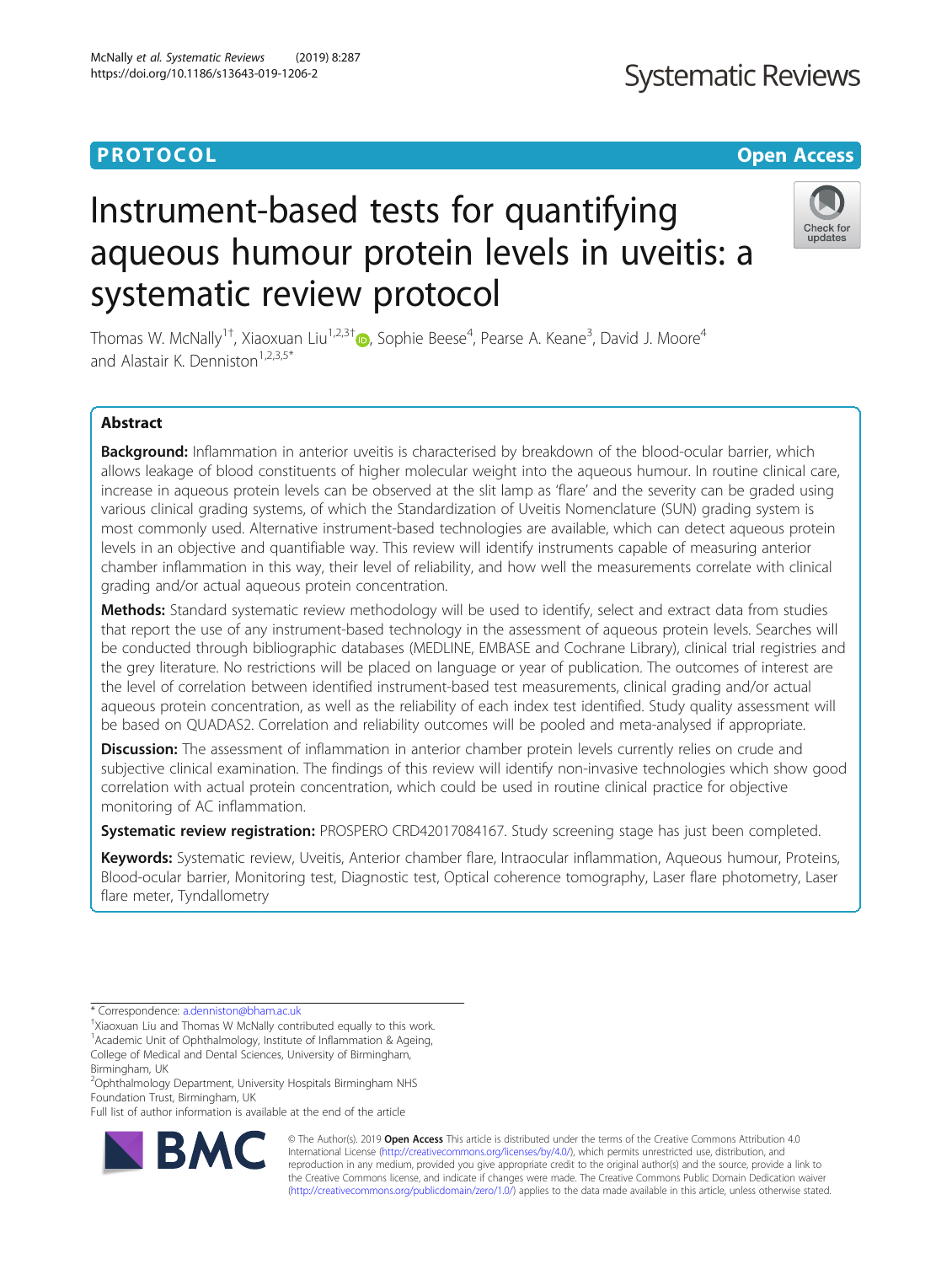**PROTOCOL** **Open Access**

# Instrument-based tests for quantifying aqueous humour protein levels in uveitis: a systematic review protocol

Thomas W. McNally[1†], Xiaoxuan Liu[1,2,3†], Sophie Beese[4], Pearse A. Keane[3], David J. Moore[4] and Alastair K. Denniston[1,2,3,5*]

## Abstract

**Background:** Inflammation in anterior uveitis is characterised by breakdown of the blood-ocular barrier, which allows leakage of blood constituents of higher molecular weight into the aqueous humour. In routine clinical care, increase in aqueous protein levels can be observed at the slit lamp as 'flare' and the severity can be graded using various clinical grading systems, of which the Standardization of Uveitis Nomenclature (SUN) grading system is most commonly used. Alternative instrument-based technologies are available, which can detect aqueous protein levels in an objective and quantifiable way. This review will identify instruments capable of measuring anterior chamber inflammation in this way, their level of reliability, and how well the measurements correlate with clinical grading and/or actual aqueous protein concentration.

**Methods:** Standard systematic review methodology will be used to identify, select and extract data from studies that report the use of any instrument-based technology in the assessment of aqueous protein levels. Searches will be conducted through bibliographic databases (MEDLINE, EMBASE and Cochrane Library), clinical trial registries and the grey literature. No restrictions will be placed on language or year of publication. The outcomes of interest are the level of correlation between identified instrument-based test measurements, clinical grading and/or actual aqueous protein concentration, as well as the reliability of each index test identified. Study quality assessment will be based on QUADAS2. Correlation and reliability outcomes will be pooled and meta-analysed if appropriate.

**Discussion:** The assessment of inflammation in anterior chamber protein levels currently relies on crude and subjective clinical examination. The findings of this review will identify non-invasive technologies which show good correlation with actual protein concentration, which could be used in routine clinical practice for objective monitoring of AC inflammation.

**Systematic review registration:** PROSPERO CRD42017084167. Study screening stage has just been completed.

**Keywords:** Systematic review, Uveitis, Anterior chamber flare, Intraocular inflammation, Aqueous humour, Proteins, Blood-ocular barrier, Monitoring test, Diagnostic test, Optical coherence tomography, Laser flare photometry, Laser flare meter, Tyndallometry

---

\* Correspondence: a.denniston@bham.ac.uk

†Xiaoxuan Liu and Thomas W McNally contributed equally to this work.

[1]Academic Unit of Ophthalmology, Institute of Inflammation & Ageing, College of Medical and Dental Sciences, University of Birmingham, Birmingham, UK

[2]Ophthalmology Department, University Hospitals Birmingham NHS Foundation Trust, Birmingham, UK

Full list of author information is available at the end of the article

© The Author(s). 2019 **Open Access** This article is distributed under the terms of the Creative Commons Attribution 4.0 International License (http://creativecommons.org/licenses/by/4.0/), which permits unrestricted use, distribution, and reproduction in any medium, provided you give appropriate credit to the original author(s) and the source, provide a link to the Creative Commons license, and indicate if changes were made. The Creative Commons Public Domain Dedication waiver (http://creativecommons.org/publicdomain/zero/1.0/) applies to the data made available in this article, unless otherwise stated.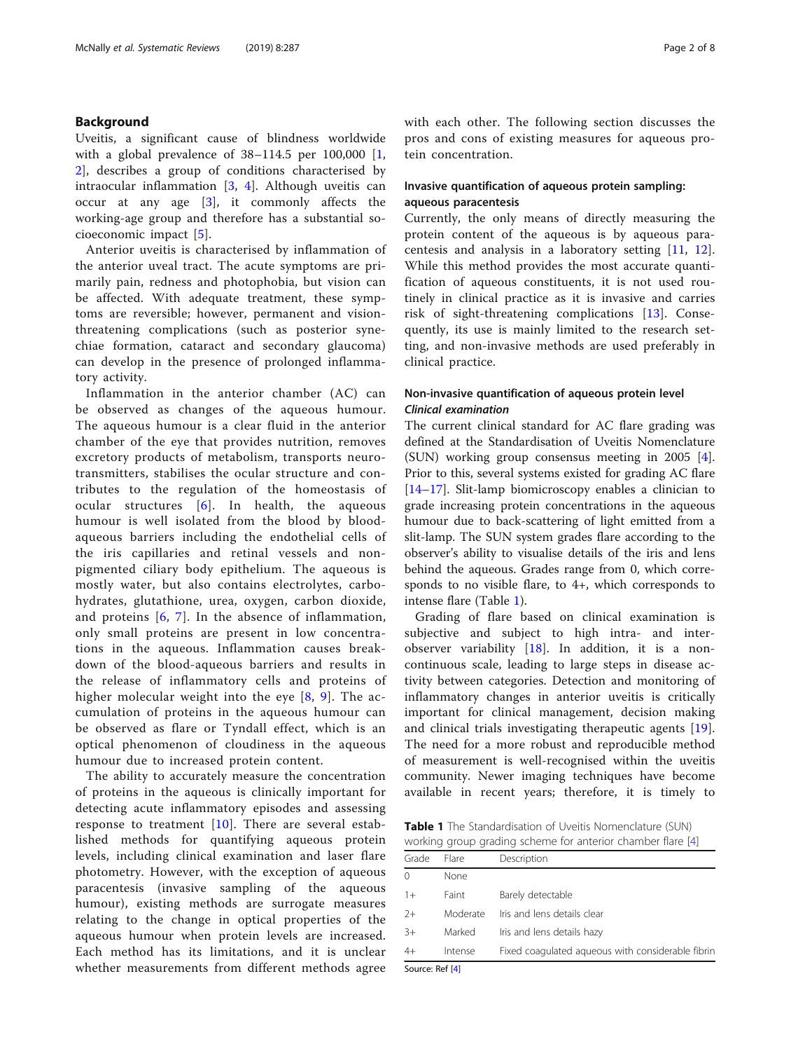## Background

Uveitis, a significant cause of blindness worldwide with a global prevalence of 38–114.5 per 100,000 [1, 2], describes a group of conditions characterised by intraocular inflammation [3, 4]. Although uveitis can occur at any age [3], it commonly affects the working-age group and therefore has a substantial socioeconomic impact [5].

Anterior uveitis is characterised by inflammation of the anterior uveal tract. The acute symptoms are primarily pain, redness and photophobia, but vision can be affected. With adequate treatment, these symptoms are reversible; however, permanent and vision-threatening complications (such as posterior synechiae formation, cataract and secondary glaucoma) can develop in the presence of prolonged inflammatory activity.

Inflammation in the anterior chamber (AC) can be observed as changes of the aqueous humour. The aqueous humour is a clear fluid in the anterior chamber of the eye that provides nutrition, removes excretory products of metabolism, transports neurotransmitters, stabilises the ocular structure and contributes to the regulation of the homeostasis of ocular structures [6]. In health, the aqueous humour is well isolated from the blood by blood-aqueous barriers including the endothelial cells of the iris capillaries and retinal vessels and non-pigmented ciliary body epithelium. The aqueous is mostly water, but also contains electrolytes, carbohydrates, glutathione, urea, oxygen, carbon dioxide, and proteins [6, 7]. In the absence of inflammation, only small proteins are present in low concentrations in the aqueous. Inflammation causes breakdown of the blood-aqueous barriers and results in the release of inflammatory cells and proteins of higher molecular weight into the eye [8, 9]. The accumulation of proteins in the aqueous humour can be observed as flare or Tyndall effect, which is an optical phenomenon of cloudiness in the aqueous humour due to increased protein content.

The ability to accurately measure the concentration of proteins in the aqueous is clinically important for detecting acute inflammatory episodes and assessing response to treatment [10]. There are several established methods for quantifying aqueous protein levels, including clinical examination and laser flare photometry. However, with the exception of aqueous paracentesis (invasive sampling of the aqueous humour), existing methods are surrogate measures relating to the change in optical properties of the aqueous humour when protein levels are increased. Each method has its limitations, and it is unclear whether measurements from different methods agree with each other. The following section discusses the pros and cons of existing measures for aqueous protein concentration.

### Invasive quantification of aqueous protein sampling: aqueous paracentesis

Currently, the only means of directly measuring the protein content of the aqueous is by aqueous paracentesis and analysis in a laboratory setting [11, 12]. While this method provides the most accurate quantification of aqueous constituents, it is not used routinely in clinical practice as it is invasive and carries risk of sight-threatening complications [13]. Consequently, its use is mainly limited to the research setting, and non-invasive methods are used preferably in clinical practice.

### Non-invasive quantification of aqueous protein level

#### *Clinical examination*

The current clinical standard for AC flare grading was defined at the Standardisation of Uveitis Nomenclature (SUN) working group consensus meeting in 2005 [4]. Prior to this, several systems existed for grading AC flare [14–17]. Slit-lamp biomicroscopy enables a clinician to grade increasing protein concentrations in the aqueous humour due to back-scattering of light emitted from a slit-lamp. The SUN system grades flare according to the observer's ability to visualise details of the iris and lens behind the aqueous. Grades range from 0, which corresponds to no visible flare, to 4+, which corresponds to intense flare (Table 1).

**Table 1** The Standardisation of Uveitis Nomenclature (SUN) working group grading scheme for anterior chamber flare [4]

| Grade | Flare | Description |
|---|---|---|
| 0 | None | |
| 1+ | Faint | Barely detectable |
| 2+ | Moderate | Iris and lens details clear |
| 3+ | Marked | Iris and lens details hazy |
| 4+ | Intense | Fixed coagulated aqueous with considerable fibrin |

Source: Ref [4]

Grading of flare based on clinical examination is subjective and subject to high intra- and inter-observer variability [18]. In addition, it is a non-continuous scale, leading to large steps in disease activity between categories. Detection and monitoring of inflammatory changes in anterior uveitis is critically important for clinical management, decision making and clinical trials investigating therapeutic agents [19]. The need for a more robust and reproducible method of measurement is well-recognised within the uveitis community. Newer imaging techniques have become available in recent years; therefore, it is timely to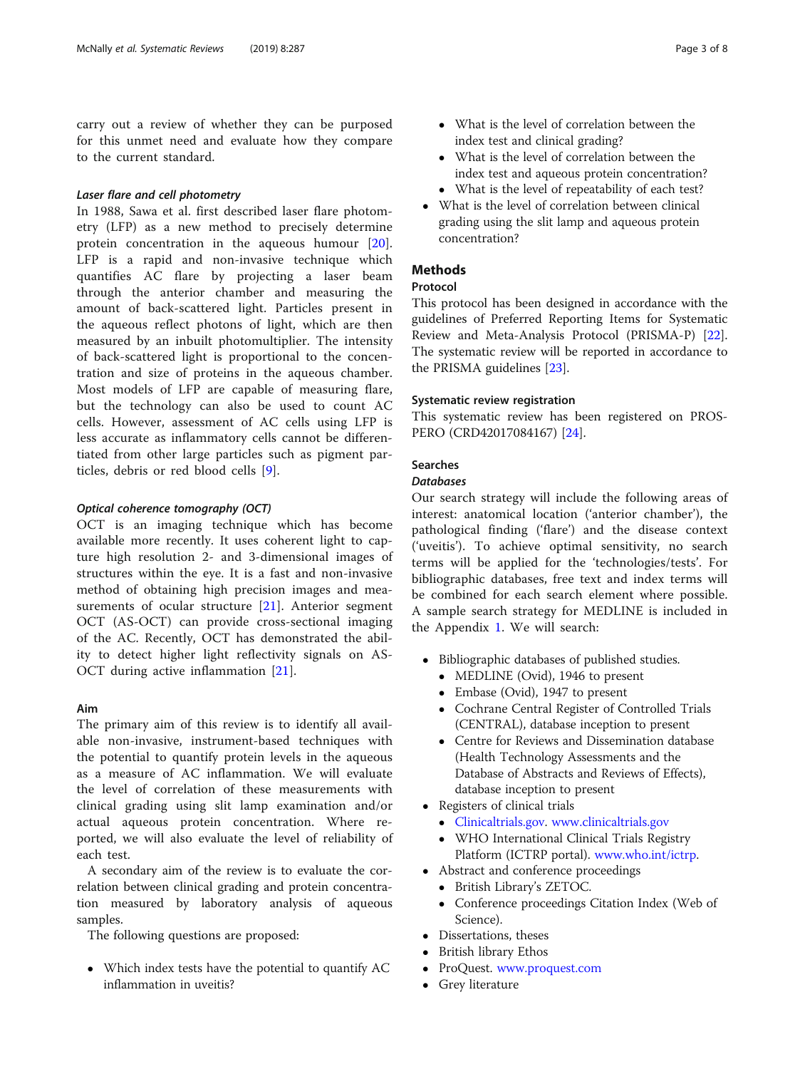carry out a review of whether they can be purposed for this unmet need and evaluate how they compare to the current standard.

#### *Laser flare and cell photometry*

In 1988, Sawa et al. first described laser flare photometry (LFP) as a new method to precisely determine protein concentration in the aqueous humour [20]. LFP is a rapid and non-invasive technique which quantifies AC flare by projecting a laser beam through the anterior chamber and measuring the amount of back-scattered light. Particles present in the aqueous reflect photons of light, which are then measured by an inbuilt photomultiplier. The intensity of back-scattered light is proportional to the concentration and size of proteins in the aqueous chamber. Most models of LFP are capable of measuring flare, but the technology can also be used to count AC cells. However, assessment of AC cells using LFP is less accurate as inflammatory cells cannot be differentiated from other large particles such as pigment particles, debris or red blood cells [9].

#### *Optical coherence tomography (OCT)*

OCT is an imaging technique which has become available more recently. It uses coherent light to capture high resolution 2- and 3-dimensional images of structures within the eye. It is a fast and non-invasive method of obtaining high precision images and measurements of ocular structure [21]. Anterior segment OCT (AS-OCT) can provide cross-sectional imaging of the AC. Recently, OCT has demonstrated the ability to detect higher light reflectivity signals on AS-OCT during active inflammation [21].

### Aim

The primary aim of this review is to identify all available non-invasive, instrument-based techniques with the potential to quantify protein levels in the aqueous as a measure of AC inflammation. We will evaluate the level of correlation of these measurements with clinical grading using slit lamp examination and/or actual aqueous protein concentration. Where reported, we will also evaluate the level of reliability of each test.

A secondary aim of the review is to evaluate the correlation between clinical grading and protein concentration measured by laboratory analysis of aqueous samples.

The following questions are proposed:

- Which index tests have the potential to quantify AC inflammation in uveitis?
  - What is the level of correlation between the index test and clinical grading?
  - What is the level of correlation between the index test and aqueous protein concentration?
  - What is the level of repeatability of each test?
- What is the level of correlation between clinical grading using the slit lamp and aqueous protein concentration?

## Methods

### Protocol

This protocol has been designed in accordance with the guidelines of Preferred Reporting Items for Systematic Review and Meta-Analysis Protocol (PRISMA-P) [22]. The systematic review will be reported in accordance to the PRISMA guidelines [23].

### Systematic review registration

This systematic review has been registered on PROSPERO (CRD42017084167) [24].

### Searches

#### *Databases*

Our search strategy will include the following areas of interest: anatomical location ('anterior chamber'), the pathological finding ('flare') and the disease context ('uveitis'). To achieve optimal sensitivity, no search terms will be applied for the 'technologies/tests'. For bibliographic databases, free text and index terms will be combined for each search element where possible. A sample search strategy for MEDLINE is included in the Appendix 1. We will search:

- Bibliographic databases of published studies.
  - MEDLINE (Ovid), 1946 to present
  - Embase (Ovid), 1947 to present
  - Cochrane Central Register of Controlled Trials (CENTRAL), database inception to present
  - Centre for Reviews and Dissemination database (Health Technology Assessments and the Database of Abstracts and Reviews of Effects), database inception to present
- Registers of clinical trials
  - Clinicaltrials.gov. www.clinicaltrials.gov
  - WHO International Clinical Trials Registry Platform (ICTRP portal). www.who.int/ictrp.
- Abstract and conference proceedings
  - British Library's ZETOC.
  - Conference proceedings Citation Index (Web of Science).
- Dissertations, theses
- British library Ethos
- ProQuest. www.proquest.com
- Grey literature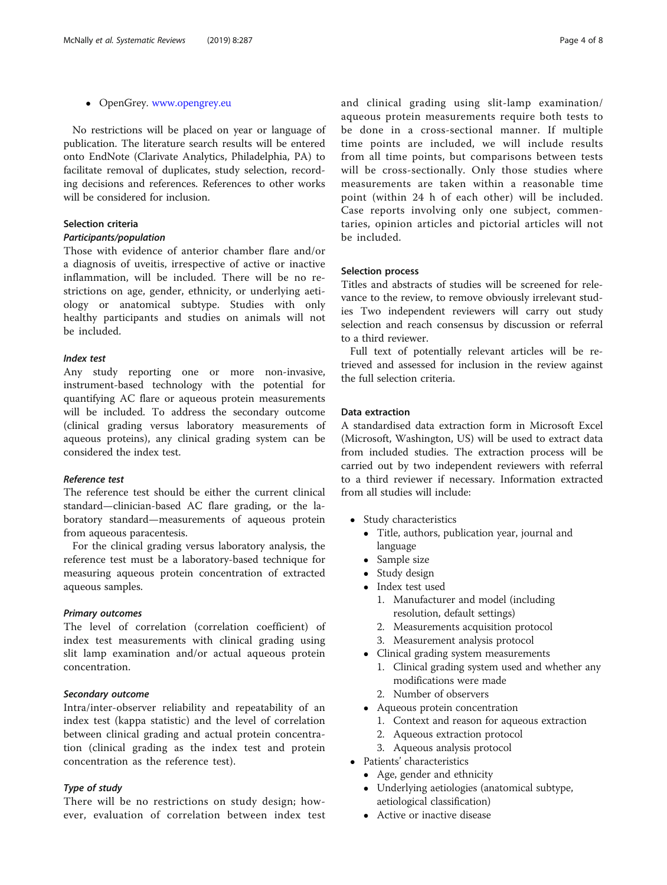- OpenGrey. www.opengrey.eu

No restrictions will be placed on year or language of publication. The literature search results will be entered onto EndNote (Clarivate Analytics, Philadelphia, PA) to facilitate removal of duplicates, study selection, recording decisions and references. References to other works will be considered for inclusion.

### Selection criteria

#### *Participants/population*

Those with evidence of anterior chamber flare and/or a diagnosis of uveitis, irrespective of active or inactive inflammation, will be included. There will be no restrictions on age, gender, ethnicity, or underlying aetiology or anatomical subtype. Studies with only healthy participants and studies on animals will not be included.

#### *Index test*

Any study reporting one or more non-invasive, instrument-based technology with the potential for quantifying AC flare or aqueous protein measurements will be included. To address the secondary outcome (clinical grading versus laboratory measurements of aqueous proteins), any clinical grading system can be considered the index test.

#### *Reference test*

The reference test should be either the current clinical standard—clinician-based AC flare grading, or the laboratory standard—measurements of aqueous protein from aqueous paracentesis.

For the clinical grading versus laboratory analysis, the reference test must be a laboratory-based technique for measuring aqueous protein concentration of extracted aqueous samples.

#### *Primary outcomes*

The level of correlation (correlation coefficient) of index test measurements with clinical grading using slit lamp examination and/or actual aqueous protein concentration.

#### *Secondary outcome*

Intra/inter-observer reliability and repeatability of an index test (kappa statistic) and the level of correlation between clinical grading and actual protein concentration (clinical grading as the index test and protein concentration as the reference test).

#### *Type of study*

There will be no restrictions on study design; however, evaluation of correlation between index test and clinical grading using slit-lamp examination/aqueous protein measurements require both tests to be done in a cross-sectional manner. If multiple time points are included, we will include results from all time points, but comparisons between tests will be cross-sectionally. Only those studies where measurements are taken within a reasonable time point (within 24 h of each other) will be included. Case reports involving only one subject, commentaries, opinion articles and pictorial articles will not be included.

### Selection process

Titles and abstracts of studies will be screened for relevance to the review, to remove obviously irrelevant studies Two independent reviewers will carry out study selection and reach consensus by discussion or referral to a third reviewer.

Full text of potentially relevant articles will be retrieved and assessed for inclusion in the review against the full selection criteria.

### Data extraction

A standardised data extraction form in Microsoft Excel (Microsoft, Washington, US) will be used to extract data from included studies. The extraction process will be carried out by two independent reviewers with referral to a third reviewer if necessary. Information extracted from all studies will include:

- Study characteristics
  - Title, authors, publication year, journal and language
  - Sample size
  - Study design
  - Index test used
    1. Manufacturer and model (including resolution, default settings)
    2. Measurements acquisition protocol
    3. Measurement analysis protocol
  - Clinical grading system measurements
    1. Clinical grading system used and whether any modifications were made
    2. Number of observers
  - Aqueous protein concentration
    1. Context and reason for aqueous extraction
    2. Aqueous extraction protocol
    3. Aqueous analysis protocol
- Patients' characteristics
  - Age, gender and ethnicity
  - Underlying aetiologies (anatomical subtype, aetiological classification)
  - Active or inactive disease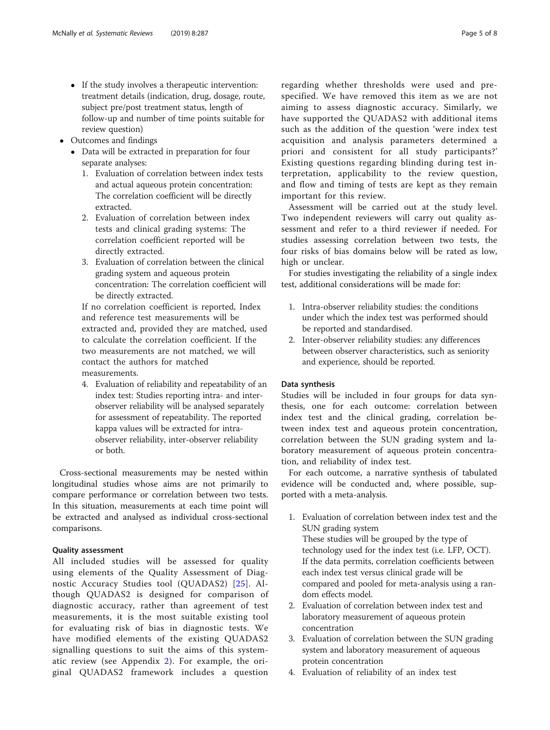- If the study involves a therapeutic intervention: treatment details (indication, drug, dosage, route, subject pre/post treatment status, length of follow-up and number of time points suitable for review question)
- Outcomes and findings
  - Data will be extracted in preparation for four separate analyses:
    1. Evaluation of correlation between index tests and actual aqueous protein concentration: The correlation coefficient will be directly extracted.
    2. Evaluation of correlation between index tests and clinical grading systems: The correlation coefficient reported will be directly extracted.
    3. Evaluation of correlation between the clinical grading system and aqueous protein concentration: The correlation coefficient will be directly extracted.

    If no correlation coefficient is reported, Index and reference test measurements will be extracted and, provided they are matched, used to calculate the correlation coefficient. If the two measurements are not matched, we will contact the authors for matched measurements.

    4. Evaluation of reliability and repeatability of an index test: Studies reporting intra- and inter-observer reliability will be analysed separately for assessment of repeatability. The reported kappa values will be extracted for intra-observer reliability, inter-observer reliability or both.

Cross-sectional measurements may be nested within longitudinal studies whose aims are not primarily to compare performance or correlation between two tests. In this situation, measurements at each time point will be extracted and analysed as individual cross-sectional comparisons.

#### Quality assessment

All included studies will be assessed for quality using elements of the Quality Assessment of Diagnostic Accuracy Studies tool (QUADAS2) [25]. Although QUADAS2 is designed for comparison of diagnostic accuracy, rather than agreement of test measurements, it is the most suitable existing tool for evaluating risk of bias in diagnostic tests. We have modified elements of the existing QUADAS2 signalling questions to suit the aims of this systematic review (see Appendix 2). For example, the original QUADAS2 framework includes a question regarding whether thresholds were used and pre-specified. We have removed this item as we are not aiming to assess diagnostic accuracy. Similarly, we have supported the QUADAS2 with additional items such as the addition of the question 'were index test acquisition and analysis parameters determined a priori and consistent for all study participants?' Existing questions regarding blinding during test interpretation, applicability to the review question, and flow and timing of tests are kept as they remain important for this review.

Assessment will be carried out at the study level. Two independent reviewers will carry out quality assessment and refer to a third reviewer if needed. For studies assessing correlation between two tests, the four risks of bias domains below will be rated as low, high or unclear.

For studies investigating the reliability of a single index test, additional considerations will be made for:

1. Intra-observer reliability studies: the conditions under which the index test was performed should be reported and standardised.
2. Inter-observer reliability studies: any differences between observer characteristics, such as seniority and experience, should be reported.

#### Data synthesis

Studies will be included in four groups for data synthesis, one for each outcome: correlation between index test and the clinical grading, correlation between index test and aqueous protein concentration, correlation between the SUN grading system and laboratory measurement of aqueous protein concentration, and reliability of index test.

For each outcome, a narrative synthesis of tabulated evidence will be conducted and, where possible, supported with a meta-analysis.

1. Evaluation of correlation between index test and the SUN grading system

   These studies will be grouped by the type of technology used for the index test (i.e. LFP, OCT). If the data permits, correlation coefficients between each index test versus clinical grade will be compared and pooled for meta-analysis using a random effects model.
2. Evaluation of correlation between index test and laboratory measurement of aqueous protein concentration
3. Evaluation of correlation between the SUN grading system and laboratory measurement of aqueous protein concentration
4. Evaluation of reliability of an index test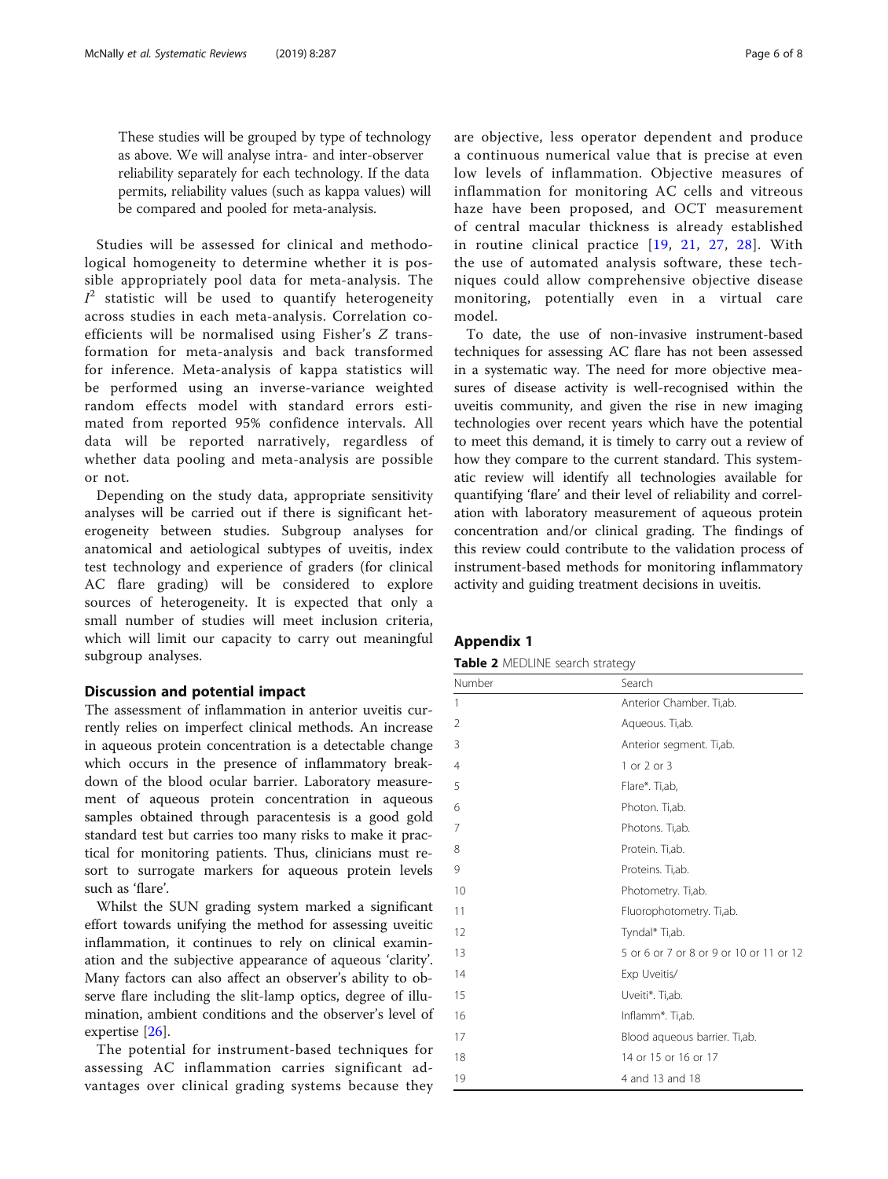These studies will be grouped by type of technology as above. We will analyse intra- and inter-observer reliability separately for each technology. If the data permits, reliability values (such as kappa values) will be compared and pooled for meta-analysis.

Studies will be assessed for clinical and methodological homogeneity to determine whether it is possible appropriately pool data for meta-analysis. The $I^2$ statistic will be used to quantify heterogeneity across studies in each meta-analysis. Correlation coefficients will be normalised using Fisher's $Z$ transformation for meta-analysis and back transformed for inference. Meta-analysis of kappa statistics will be performed using an inverse-variance weighted random effects model with standard errors estimated from reported 95% confidence intervals. All data will be reported narratively, regardless of whether data pooling and meta-analysis are possible or not.

Depending on the study data, appropriate sensitivity analyses will be carried out if there is significant heterogeneity between studies. Subgroup analyses for anatomical and aetiological subtypes of uveitis, index test technology and experience of graders (for clinical AC flare grading) will be considered to explore sources of heterogeneity. It is expected that only a small number of studies will meet inclusion criteria, which will limit our capacity to carry out meaningful subgroup analyses.

## Discussion and potential impact

The assessment of inflammation in anterior uveitis currently relies on imperfect clinical methods. An increase in aqueous protein concentration is a detectable change which occurs in the presence of inflammatory breakdown of the blood ocular barrier. Laboratory measurement of aqueous protein concentration in aqueous samples obtained through paracentesis is a good gold standard test but carries too many risks to make it practical for monitoring patients. Thus, clinicians must resort to surrogate markers for aqueous protein levels such as 'flare'.

Whilst the SUN grading system marked a significant effort towards unifying the method for assessing uveitic inflammation, it continues to rely on clinical examination and the subjective appearance of aqueous 'clarity'. Many factors can also affect an observer's ability to observe flare including the slit-lamp optics, degree of illumination, ambient conditions and the observer's level of expertise [26].

The potential for instrument-based techniques for assessing AC inflammation carries significant advantages over clinical grading systems because they are objective, less operator dependent and produce a continuous numerical value that is precise at even low levels of inflammation. Objective measures of inflammation for monitoring AC cells and vitreous haze have been proposed, and OCT measurement of central macular thickness is already established in routine clinical practice [19, 21, 27, 28]. With the use of automated analysis software, these techniques could allow comprehensive objective disease monitoring, potentially even in a virtual care model.

To date, the use of non-invasive instrument-based techniques for assessing AC flare has not been assessed in a systematic way. The need for more objective measures of disease activity is well-recognised within the uveitis community, and given the rise in new imaging technologies over recent years which have the potential to meet this demand, it is timely to carry out a review of how they compare to the current standard. This systematic review will identify all technologies available for quantifying 'flare' and their level of reliability and correlation with laboratory measurement of aqueous protein concentration and/or clinical grading. The findings of this review could contribute to the validation process of instrument-based methods for monitoring inflammatory activity and guiding treatment decisions in uveitis.

## Appendix 1

**Table 2** MEDLINE search strategy

| Number | Search |
|---|---|
| 1 | Anterior Chamber. Ti,ab. |
| 2 | Aqueous. Ti,ab. |
| 3 | Anterior segment. Ti,ab. |
| 4 | 1 or 2 or 3 |
| 5 | Flare*. Ti,ab, |
| 6 | Photon. Ti,ab. |
| 7 | Photons. Ti,ab. |
| 8 | Protein. Ti,ab. |
| 9 | Proteins. Ti,ab. |
| 10 | Photometry. Ti,ab. |
| 11 | Fluorophotometry. Ti,ab. |
| 12 | Tyndal* Ti,ab. |
| 13 | 5 or 6 or 7 or 8 or 9 or 10 or 11 or 12 |
| 14 | Exp Uveitis/ |
| 15 | Uveiti*. Ti,ab. |
| 16 | Inflamm*. Ti,ab. |
| 17 | Blood aqueous barrier. Ti,ab. |
| 18 | 14 or 15 or 16 or 17 |
| 19 | 4 and 13 and 18 |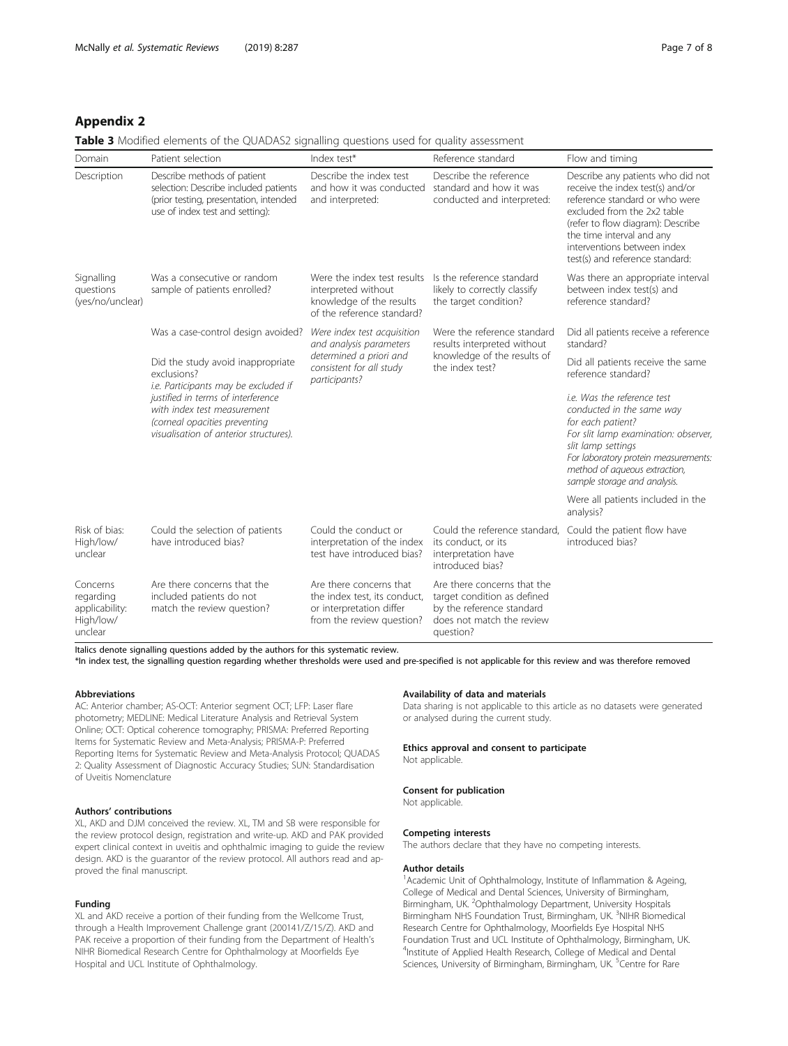## Appendix 2

**Table 3** Modified elements of the QUADAS2 signalling questions used for quality assessment

| Domain | Patient selection | Index test* | Reference standard | Flow and timing |
|---|---|---|---|---|
| Description | Describe methods of patient selection: Describe included patients (prior testing, presentation, intended use of index test and setting): | Describe the index test and how it was conducted and interpreted: | Describe the reference standard and how it was conducted and interpreted: | Describe any patients who did not receive the index test(s) and/or reference standard or who were excluded from the 2x2 table (refer to flow diagram): Describe the time interval and any interventions between index test(s) and reference standard: |
| Signalling questions (yes/no/unclear) | Was a consecutive or random sample of patients enrolled? | Were the index test results interpreted without knowledge of the results of the reference standard? | Is the reference standard likely to correctly classify the target condition? | Was there an appropriate interval between index test(s) and reference standard? |
| | Was a case-control design avoided? | *Were index test acquisition and analysis parameters determined a priori and consistent for all study participants?* | Were the reference standard results interpreted without knowledge of the results of the index test? | Did all patients receive a reference standard? |
| | Did the study avoid inappropriate exclusions? *i.e. Participants may be excluded if justified in terms of interference with index test measurement (corneal opacities preventing visualisation of anterior structures).* | | | Did all patients receive the same reference standard? *i.e. Was the reference test conducted in the same way for each patient? For slit lamp examination: observer, slit lamp settings For laboratory protein measurements: method of aqueous extraction, sample storage and analysis.* |
| | | | | Were all patients included in the analysis? |
| Risk of bias: High/low/ unclear | Could the selection of patients have introduced bias? | Could the conduct or interpretation of the index test have introduced bias? | Could the reference standard, its conduct, or its interpretation have introduced bias? | Could the patient flow have introduced bias? |
| Concerns regarding applicability: High/low/ unclear | Are there concerns that the included patients do not match the review question? | Are there concerns that the index test, its conduct, or interpretation differ from the review question? | Are there concerns that the target condition as defined by the reference standard does not match the review question? | |

Italics denote signalling questions added by the authors for this systematic review.
*In index test, the signalling question regarding whether thresholds were used and pre-specified is not applicable for this review and was therefore removed

#### Abbreviations

AC: Anterior chamber; AS-OCT: Anterior segment OCT; LFP: Laser flare photometry; MEDLINE: Medical Literature Analysis and Retrieval System Online; OCT: Optical coherence tomography; PRISMA: Preferred Reporting Items for Systematic Review and Meta-Analysis; PRISMA-P: Preferred Reporting Items for Systematic Review and Meta-Analysis Protocol; QUADAS 2: Quality Assessment of Diagnostic Accuracy Studies; SUN: Standardisation of Uveitis Nomenclature

#### Authors' contributions

XL, AKD and DJM conceived the review. XL, TM and SB were responsible for the review protocol design, registration and write-up. AKD and PAK provided expert clinical context in uveitis and ophthalmic imaging to guide the review design. AKD is the guarantor of the review protocol. All authors read and approved the final manuscript.

#### Funding

XL and AKD receive a portion of their funding from the Wellcome Trust, through a Health Improvement Challenge grant (200141/Z/15/Z). AKD and PAK receive a proportion of their funding from the Department of Health's NIHR Biomedical Research Centre for Ophthalmology at Moorfields Eye Hospital and UCL Institute of Ophthalmology.

#### Availability of data and materials

Data sharing is not applicable to this article as no datasets were generated or analysed during the current study.

#### Ethics approval and consent to participate

Not applicable.

#### Consent for publication

Not applicable.

#### Competing interests

The authors declare that they have no competing interests.

#### Author details

[1]Academic Unit of Ophthalmology, Institute of Inflammation & Ageing, College of Medical and Dental Sciences, University of Birmingham, Birmingham, UK. [2]Ophthalmology Department, University Hospitals Birmingham NHS Foundation Trust, Birmingham, UK. [3]NIHR Biomedical Research Centre for Ophthalmology, Moorfields Eye Hospital NHS Foundation Trust and UCL Institute of Ophthalmology, Birmingham, UK. [4]Institute of Applied Health Research, College of Medical and Dental Sciences, University of Birmingham, Birmingham, UK. [5]Centre for Rare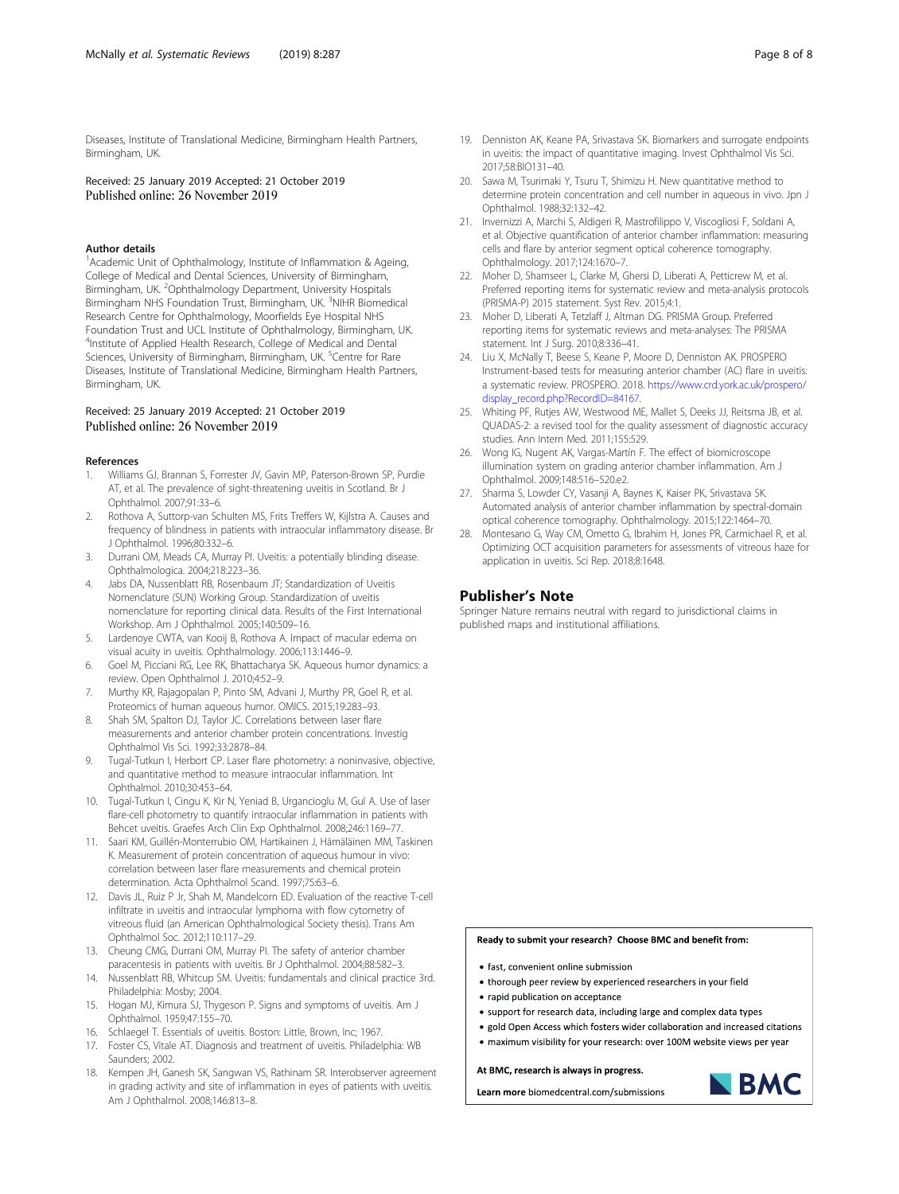Diseases, Institute of Translational Medicine, Birmingham Health Partners, Birmingham, UK.

Received: 25 January 2019 Accepted: 21 October 2019
Published online: 26 November 2019

#### Author details

[1]Academic Unit of Ophthalmology, Institute of Inflammation & Ageing, College of Medical and Dental Sciences, University of Birmingham, Birmingham, UK. [2]Ophthalmology Department, University Hospitals Birmingham NHS Foundation Trust, Birmingham, UK. [3]NIHR Biomedical Research Centre for Ophthalmology, Moorfields Eye Hospital NHS Foundation Trust and UCL Institute of Ophthalmology, Birmingham, UK. [4]Institute of Applied Health Research, College of Medical and Dental Sciences, University of Birmingham, Birmingham, UK. [5]Centre for Rare Diseases, Institute of Translational Medicine, Birmingham Health Partners, Birmingham, UK.

Received: 25 January 2019 Accepted: 21 October 2019
Published online: 26 November 2019

#### References

1. Williams GJ, Brannan S, Forrester JV, Gavin MP, Paterson-Brown SP, Purdie AT, et al. The prevalence of sight-threatening uveitis in Scotland. Br J Ophthalmol. 2007;91:33–6.
2. Rothova A, Suttorp-van Schulten MS, Frits Treffers W, Kijlstra A. Causes and frequency of blindness in patients with intraocular inflammatory disease. Br J Ophthalmol. 1996;80:332–6.
3. Durrani OM, Meads CA, Murray PI. Uveitis: a potentially blinding disease. Ophthalmologica. 2004;218:223–36.
4. Jabs DA, Nussenblatt RB, Rosenbaum JT; Standardization of Uveitis Nomenclature (SUN) Working Group. Standardization of uveitis nomenclature for reporting clinical data. Results of the First International Workshop. Am J Ophthalmol. 2005;140:509–16.
5. Lardenoye CWTA, van Kooij B, Rothova A. Impact of macular edema on visual acuity in uveitis. Ophthalmology. 2006;113:1446–9.
6. Goel M, Picciani RG, Lee RK, Bhattacharya SK. Aqueous humor dynamics: a review. Open Ophthalmol J. 2010;4:52–9.
7. Murthy KR, Rajagopalan P, Pinto SM, Advani J, Murthy PR, Goel R, et al. Proteomics of human aqueous humor. OMICS. 2015;19:283–93.
8. Shah SM, Spalton DJ, Taylor JC. Correlations between laser flare measurements and anterior chamber protein concentrations. Investig Ophthalmol Vis Sci. 1992;33:2878–84.
9. Tugal-Tutkun I, Herbort CP. Laser flare photometry: a noninvasive, objective, and quantitative method to measure intraocular inflammation. Int Ophthalmol. 2010;30:453–64.
10. Tugal-Tutkun I, Cingu K, Kir N, Yeniad B, Urgancioglu M, Gul A. Use of laser flare-cell photometry to quantify intraocular inflammation in patients with Behcet uveitis. Graefes Arch Clin Exp Ophthalmol. 2008;246:1169–77.
11. Saari KM, Guillén-Monterrubio OM, Hartikainen J, Hämäläinen MM, Taskinen K. Measurement of protein concentration of aqueous humour in vivo: correlation between laser flare measurements and chemical protein determination. Acta Ophthalmol Scand. 1997;75:63–6.
12. Davis JL, Ruiz P Jr, Shah M, Mandelcorn ED. Evaluation of the reactive T-cell infiltrate in uveitis and intraocular lymphoma with flow cytometry of vitreous fluid (an American Ophthalmological Society thesis). Trans Am Ophthalmol Soc. 2012;110:117–29.
13. Cheung CMG, Durrani OM, Murray PI. The safety of anterior chamber paracentesis in patients with uveitis. Br J Ophthalmol. 2004;88:582–3.
14. Nussenblatt RB, Whitcup SM. Uveitis: fundamentals and clinical practice 3rd. Philadelphia: Mosby; 2004.
15. Hogan MJ, Kimura SJ, Thygeson P. Signs and symptoms of uveitis. Am J Ophthalmol. 1959;47:155–70.
16. Schlaegel T. Essentials of uveitis. Boston: Little, Brown, Inc; 1967.
17. Foster CS, Vitale AT. Diagnosis and treatment of uveitis. Philadelphia: WB Saunders; 2002.
18. Kempen JH, Ganesh SK, Sangwan VS, Rathinam SR. Interobserver agreement in grading activity and site of inflammation in eyes of patients with uveitis. Am J Ophthalmol. 2008;146:813–8.
19. Denniston AK, Keane PA, Srivastava SK. Biomarkers and surrogate endpoints in uveitis: the impact of quantitative imaging. Invest Ophthalmol Vis Sci. 2017;58:BIO131–40.
20. Sawa M, Tsurimaki Y, Tsuru T, Shimizu H. New quantitative method to determine protein concentration and cell number in aqueous in vivo. Jpn J Ophthalmol. 1988;32:132–42.
21. Invernizzi A, Marchi S, Aldigeri R, Mastrofilippo V, Viscogliosi F, Soldani A, et al. Objective quantification of anterior chamber inflammation: measuring cells and flare by anterior segment optical coherence tomography. Ophthalmology. 2017;124:1670–7.
22. Moher D, Shamseer L, Clarke M, Ghersi D, Liberati A, Petticrew M, et al. Preferred reporting items for systematic review and meta-analysis protocols (PRISMA-P) 2015 statement. Syst Rev. 2015;4:1.
23. Moher D, Liberati A, Tetzlaff J, Altman DG. PRISMA Group. Preferred reporting items for systematic reviews and meta-analyses: The PRISMA statement. Int J Surg. 2010;8:336–41.
24. Liu X, McNally T, Beese S, Keane P, Moore D, Denniston AK. PROSPERO Instrument-based tests for measuring anterior chamber (AC) flare in uveitis: a systematic review. PROSPERO. 2018. https://www.crd.york.ac.uk/prospero/display_record.php?RecordID=84167.
25. Whiting PF, Rutjes AW, Westwood ME, Mallet S, Deeks JJ, Reitsma JB, et al. QUADAS-2: a revised tool for the quality assessment of diagnostic accuracy studies. Ann Intern Med. 2011;155:529.
26. Wong IG, Nugent AK, Vargas-Martín F. The effect of biomicroscope illumination system on grading anterior chamber inflammation. Am J Ophthalmol. 2009;148:516–520.e2.
27. Sharma S, Lowder CY, Vasanji A, Baynes K, Kaiser PK, Srivastava SK. Automated analysis of anterior chamber inflammation by spectral-domain optical coherence tomography. Ophthalmology. 2015;122:1464–70.
28. Montesano G, Way CM, Ometto G, Ibrahim H, Jones PR, Carmichael R, et al. Optimizing OCT acquisition parameters for assessments of vitreous haze for application in uveitis. Sci Rep. 2018;8:1648.

## Publisher's Note

Springer Nature remains neutral with regard to jurisdictional claims in published maps and institutional affiliations.

**Ready to submit your research? Choose BMC and benefit from:**

- fast, convenient online submission
- thorough peer review by experienced researchers in your field
- rapid publication on acceptance
- support for research data, including large and complex data types
- gold Open Access which fosters wider collaboration and increased citations
- maximum visibility for your research: over 100M website views per year

**At BMC, research is always in progress.**

**Learn more** biomedcentral.com/submissions

BMC